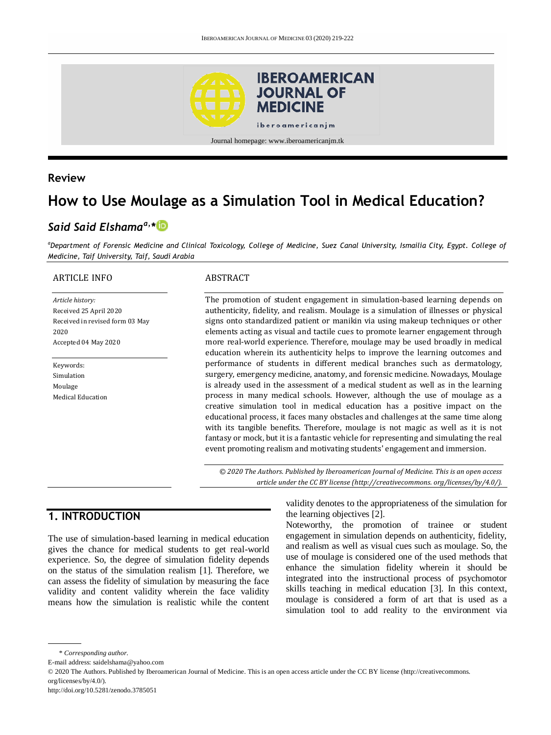Journal homepage: www.iberoamericanjm.tk

## Review

# How to Use Moulage as a Simulation Tool in Medical Education?

***Said Said Elshama*[a,*]**

[a]*Department of Forensic Medicine and Clinical Toxicology, College of Medicine, Suez Canal University, Ismailia City, Egypt. College of Medicine, Taif University, Taif, Saudi Arabia*

**ARTICLE INFO**

*Article history:*
Received 25 April 2020
Received in revised form 03 May 2020
Accepted 04 May 2020

Keywords:
Simulation
Moulage
Medical Education

**ABSTRACT**

The promotion of student engagement in simulation-based learning depends on authenticity, fidelity, and realism. Moulage is a simulation of illnesses or physical signs onto standardized patient or manikin via using makeup techniques or other elements acting as visual and tactile cues to promote learner engagement through more real-world experience. Therefore, moulage may be used broadly in medical education wherein its authenticity helps to improve the learning outcomes and performance of students in different medical branches such as dermatology, surgery, emergency medicine, anatomy, and forensic medicine. Nowadays, Moulage is already used in the assessment of a medical student as well as in the learning process in many medical schools. However, although the use of moulage as a creative simulation tool in medical education has a positive impact on the educational process, it faces many obstacles and challenges at the same time along with its tangible benefits. Therefore, moulage is not magic as well as it is not fantasy or mock, but it is a fantastic vehicle for representing and simulating the real event promoting realism and motivating students' engagement and immersion.

*© 2020 The Authors. Published by Iberoamerican Journal of Medicine. This is an open access article under the CC BY license (http://creativecommons. org/licenses/by/4.0/).*

## 1. INTRODUCTION

The use of simulation-based learning in medical education gives the chance for medical students to get real-world experience. So, the degree of simulation fidelity depends on the status of the simulation realism [1]. Therefore, we can assess the fidelity of simulation by measuring the face validity and content validity wherein the face validity means how the simulation is realistic while the content validity denotes to the appropriateness of the simulation for the learning objectives [2].

Noteworthy, the promotion of trainee or student engagement in simulation depends on authenticity, fidelity, and realism as well as visual cues such as moulage. So, the use of moulage is considered one of the used methods that enhance the simulation fidelity wherein it should be integrated into the instructional process of psychomotor skills teaching in medical education [3]. In this context, moulage is considered a form of art that is used as a simulation tool to add reality to the environment via

\* *Corresponding author.*
E-mail address: saidelshama@yahoo.com
© 2020 The Authors. Published by Iberoamerican Journal of Medicine. This is an open access article under the CC BY license (http://creativecommons. org/licenses/by/4.0/).
http://doi.org/10.5281/zenodo.3785051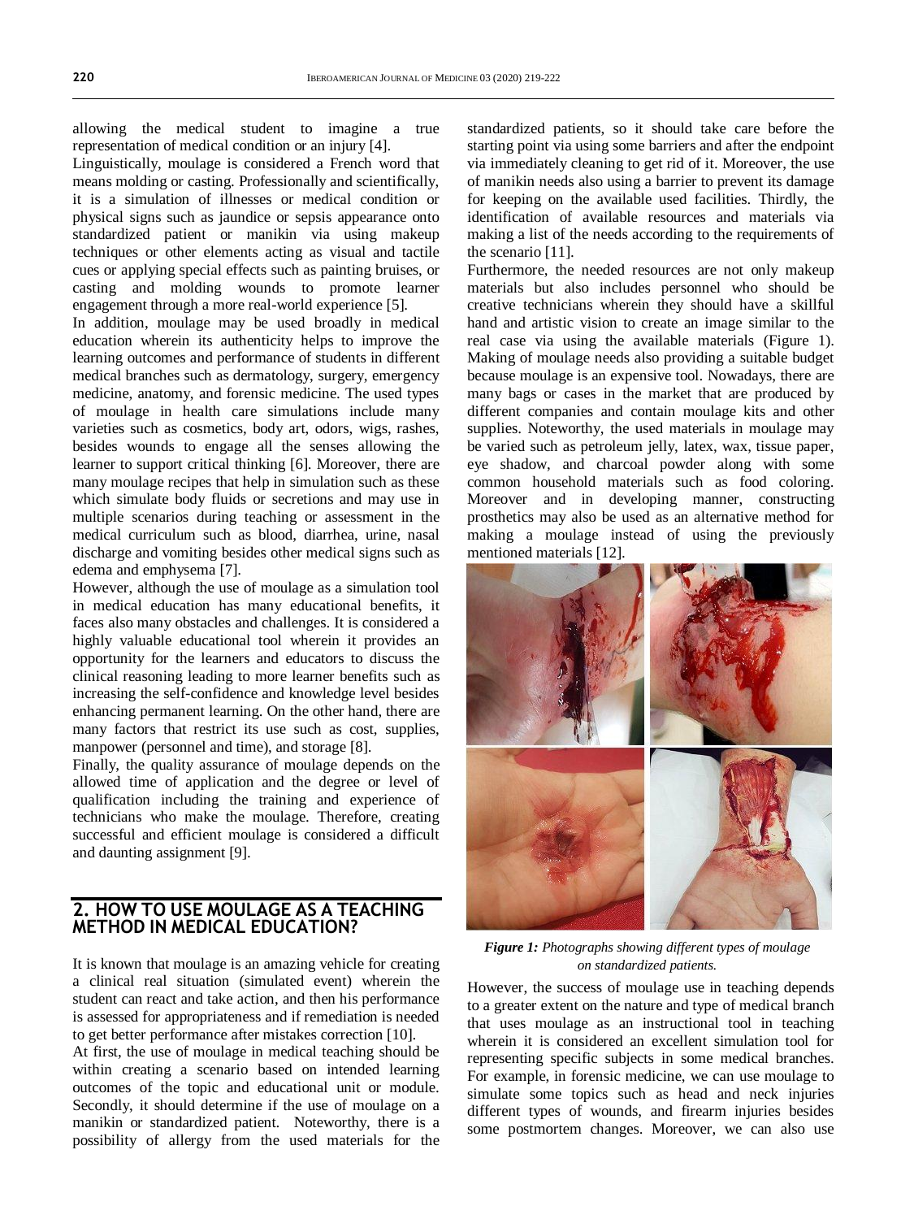allowing the medical student to imagine a true representation of medical condition or an injury [4].

Linguistically, moulage is considered a French word that means molding or casting. Professionally and scientifically, it is a simulation of illnesses or medical condition or physical signs such as jaundice or sepsis appearance onto standardized patient or manikin via using makeup techniques or other elements acting as visual and tactile cues or applying special effects such as painting bruises, or casting and molding wounds to promote learner engagement through a more real-world experience [5].

In addition, moulage may be used broadly in medical education wherein its authenticity helps to improve the learning outcomes and performance of students in different medical branches such as dermatology, surgery, emergency medicine, anatomy, and forensic medicine. The used types of moulage in health care simulations include many varieties such as cosmetics, body art, odors, wigs, rashes, besides wounds to engage all the senses allowing the learner to support critical thinking [6]. Moreover, there are many moulage recipes that help in simulation such as these which simulate body fluids or secretions and may use in multiple scenarios during teaching or assessment in the medical curriculum such as blood, diarrhea, urine, nasal discharge and vomiting besides other medical signs such as edema and emphysema [7].

However, although the use of moulage as a simulation tool in medical education has many educational benefits, it faces also many obstacles and challenges. It is considered a highly valuable educational tool wherein it provides an opportunity for the learners and educators to discuss the clinical reasoning leading to more learner benefits such as increasing the self-confidence and knowledge level besides enhancing permanent learning. On the other hand, there are many factors that restrict its use such as cost, supplies, manpower (personnel and time), and storage [8].

Finally, the quality assurance of moulage depends on the allowed time of application and the degree or level of qualification including the training and experience of technicians who make the moulage. Therefore, creating successful and efficient moulage is considered a difficult and daunting assignment [9].

## 2. HOW TO USE MOULAGE AS A TEACHING METHOD IN MEDICAL EDUCATION?

It is known that moulage is an amazing vehicle for creating a clinical real situation (simulated event) wherein the student can react and take action, and then his performance is assessed for appropriateness and if remediation is needed to get better performance after mistakes correction [10].

At first, the use of moulage in medical teaching should be within creating a scenario based on intended learning outcomes of the topic and educational unit or module. Secondly, it should determine if the use of moulage on a manikin or standardized patient. Noteworthy, there is a possibility of allergy from the used materials for the standardized patients, so it should take care before the starting point via using some barriers and after the endpoint via immediately cleaning to get rid of it. Moreover, the use of manikin needs also using a barrier to prevent its damage for keeping on the available used facilities. Thirdly, the identification of available resources and materials via making a list of the needs according to the requirements of the scenario [11].

Furthermore, the needed resources are not only makeup materials but also includes personnel who should be creative technicians wherein they should have a skillful hand and artistic vision to create an image similar to the real case via using the available materials (Figure 1). Making of moulage needs also providing a suitable budget because moulage is an expensive tool. Nowadays, there are many bags or cases in the market that are produced by different companies and contain moulage kits and other supplies. Noteworthy, the used materials in moulage may be varied such as petroleum jelly, latex, wax, tissue paper, eye shadow, and charcoal powder along with some common household materials such as food coloring. Moreover and in developing manner, constructing prosthetics may also be used as an alternative method for making a moulage instead of using the previously mentioned materials [12].

***Figure 1:*** *Photographs showing different types of moulage on standardized patients.*

However, the success of moulage use in teaching depends to a greater extent on the nature and type of medical branch that uses moulage as an instructional tool in teaching wherein it is considered an excellent simulation tool for representing specific subjects in some medical branches. For example, in forensic medicine, we can use moulage to simulate some topics such as head and neck injuries different types of wounds, and firearm injuries besides some postmortem changes. Moreover, we can also use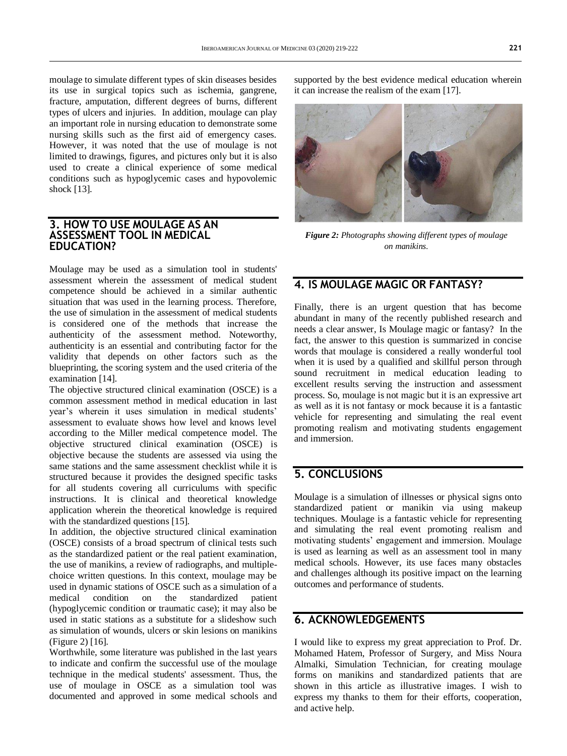moulage to simulate different types of skin diseases besides its use in surgical topics such as ischemia, gangrene, fracture, amputation, different degrees of burns, different types of ulcers and injuries. In addition, moulage can play an important role in nursing education to demonstrate some nursing skills such as the first aid of emergency cases. However, it was noted that the use of moulage is not limited to drawings, figures, and pictures only but it is also used to create a clinical experience of some medical conditions such as hypoglycemic cases and hypovolemic shock [13].

## 3. HOW TO USE MOULAGE AS AN ASSESSMENT TOOL IN MEDICAL EDUCATION?

Moulage may be used as a simulation tool in students' assessment wherein the assessment of medical student competence should be achieved in a similar authentic situation that was used in the learning process. Therefore, the use of simulation in the assessment of medical students is considered one of the methods that increase the authenticity of the assessment method. Noteworthy, authenticity is an essential and contributing factor for the validity that depends on other factors such as the blueprinting, the scoring system and the used criteria of the examination [14].

The objective structured clinical examination (OSCE) is a common assessment method in medical education in last year's wherein it uses simulation in medical students' assessment to evaluate shows how level and knows level according to the Miller medical competence model. The objective structured clinical examination (OSCE) is objective because the students are assessed via using the same stations and the same assessment checklist while it is structured because it provides the designed specific tasks for all students covering all curriculums with specific instructions. It is clinical and theoretical knowledge application wherein the theoretical knowledge is required with the standardized questions [15].

In addition, the objective structured clinical examination (OSCE) consists of a broad spectrum of clinical tests such as the standardized patient or the real patient examination, the use of manikins, a review of radiographs, and multiple-choice written questions. In this context, moulage may be used in dynamic stations of OSCE such as a simulation of a medical condition on the standardized patient (hypoglycemic condition or traumatic case); it may also be used in static stations as a substitute for a slideshow such as simulation of wounds, ulcers or skin lesions on manikins (Figure 2) [16].

Worthwhile, some literature was published in the last years to indicate and confirm the successful use of the moulage technique in the medical students' assessment. Thus, the use of moulage in OSCE as a simulation tool was documented and approved in some medical schools and supported by the best evidence medical education wherein it can increase the realism of the exam [17].

***Figure 2:*** *Photographs showing different types of moulage on manikins.*

## 4. IS MOULAGE MAGIC OR FANTASY?

Finally, there is an urgent question that has become abundant in many of the recently published research and needs a clear answer, Is Moulage magic or fantasy? In the fact, the answer to this question is summarized in concise words that moulage is considered a really wonderful tool when it is used by a qualified and skillful person through sound recruitment in medical education leading to excellent results serving the instruction and assessment process. So, moulage is not magic but it is an expressive art as well as it is not fantasy or mock because it is a fantastic vehicle for representing and simulating the real event promoting realism and motivating students engagement and immersion.

## 5. CONCLUSIONS

Moulage is a simulation of illnesses or physical signs onto standardized patient or manikin via using makeup techniques. Moulage is a fantastic vehicle for representing and simulating the real event promoting realism and motivating students' engagement and immersion. Moulage is used as learning as well as an assessment tool in many medical schools. However, its use faces many obstacles and challenges although its positive impact on the learning outcomes and performance of students.

## 6. ACKNOWLEDGEMENTS

I would like to express my great appreciation to Prof. Dr. Mohamed Hatem, Professor of Surgery, and Miss Noura Almalki, Simulation Technician, for creating moulage forms on manikins and standardized patients that are shown in this article as illustrative images. I wish to express my thanks to them for their efforts, cooperation, and active help.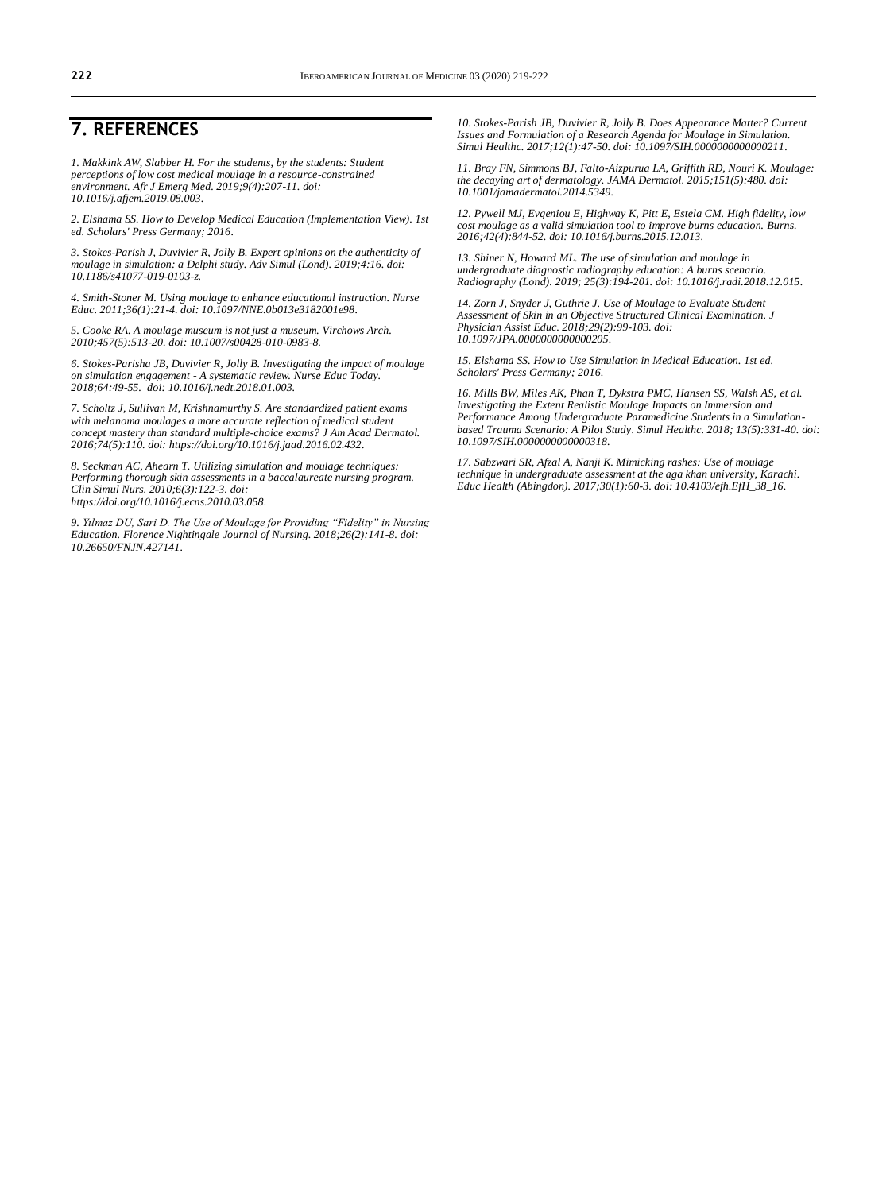## 7. REFERENCES

*1. Makkink AW, Slabber H. For the students, by the students: Student perceptions of low cost medical moulage in a resource-constrained environment. Afr J Emerg Med. 2019;9(4):207-11. doi: 10.1016/j.afjem.2019.08.003.*

*2. Elshama SS. How to Develop Medical Education (Implementation View). 1st ed. Scholars' Press Germany; 2016.*

*3. Stokes-Parish J, Duvivier R, Jolly B. Expert opinions on the authenticity of moulage in simulation: a Delphi study. Adv Simul (Lond). 2019;4:16. doi: 10.1186/s41077-019-0103-z.*

*4. Smith-Stoner M. Using moulage to enhance educational instruction. Nurse Educ. 2011;36(1):21-4. doi: 10.1097/NNE.0b013e3182001e98.*

*5. Cooke RA. A moulage museum is not just a museum. Virchows Arch. 2010;457(5):513-20. doi: 10.1007/s00428-010-0983-8.*

*6. Stokes-Parisha JB, Duvivier R, Jolly B. Investigating the impact of moulage on simulation engagement - A systematic review. Nurse Educ Today. 2018;64:49-55. doi: 10.1016/j.nedt.2018.01.003.*

*7. Scholtz J, Sullivan M, Krishnamurthy S. Are standardized patient exams with melanoma moulages a more accurate reflection of medical student concept mastery than standard multiple-choice exams? J Am Acad Dermatol. 2016;74(5):110. doi: https://doi.org/10.1016/j.jaad.2016.02.432.*

*8. Seckman AC, Ahearn T. Utilizing simulation and moulage techniques: Performing thorough skin assessments in a baccalaureate nursing program. Clin Simul Nurs. 2010;6(3):122-3. doi: https://doi.org/10.1016/j.ecns.2010.03.058.*

*9. Yılmaz DU, Sari D. The Use of Moulage for Providing "Fidelity" in Nursing Education. Florence Nightingale Journal of Nursing. 2018;26(2):141-8. doi: 10.26650/FNJN.427141.*

*10. Stokes-Parish JB, Duvivier R, Jolly B. Does Appearance Matter? Current Issues and Formulation of a Research Agenda for Moulage in Simulation. Simul Healthc. 2017;12(1):47-50. doi: 10.1097/SIH.0000000000000211.*

*11. Bray FN, Simmons BJ, Falto-Aizpurua LA, Griffith RD, Nouri K. Moulage: the decaying art of dermatology. JAMA Dermatol. 2015;151(5):480. doi: 10.1001/jamadermatol.2014.5349.*

*12. Pywell MJ, Evgeniou E, Highway K, Pitt E, Estela CM. High fidelity, low cost moulage as a valid simulation tool to improve burns education. Burns. 2016;42(4):844-52. doi: 10.1016/j.burns.2015.12.013.*

*13. Shiner N, Howard ML. The use of simulation and moulage in undergraduate diagnostic radiography education: A burns scenario. Radiography (Lond). 2019; 25(3):194-201. doi: 10.1016/j.radi.2018.12.015.*

*14. Zorn J, Snyder J, Guthrie J. Use of Moulage to Evaluate Student Assessment of Skin in an Objective Structured Clinical Examination. J Physician Assist Educ. 2018;29(2):99-103. doi: 10.1097/JPA.0000000000000205.*

*15. Elshama SS. How to Use Simulation in Medical Education. 1st ed. Scholars' Press Germany; 2016.*

*16. Mills BW, Miles AK, Phan T, Dykstra PMC, Hansen SS, Walsh AS, et al. Investigating the Extent Realistic Moulage Impacts on Immersion and Performance Among Undergraduate Paramedicine Students in a Simulation-based Trauma Scenario: A Pilot Study. Simul Healthc. 2018; 13(5):331-40. doi: 10.1097/SIH.0000000000000318.*

*17. Sabzwari SR, Afzal A, Nanji K. Mimicking rashes: Use of moulage technique in undergraduate assessment at the aga khan university, Karachi. Educ Health (Abingdon). 2017;30(1):60-3. doi: 10.4103/efh.EfH_38_16.*